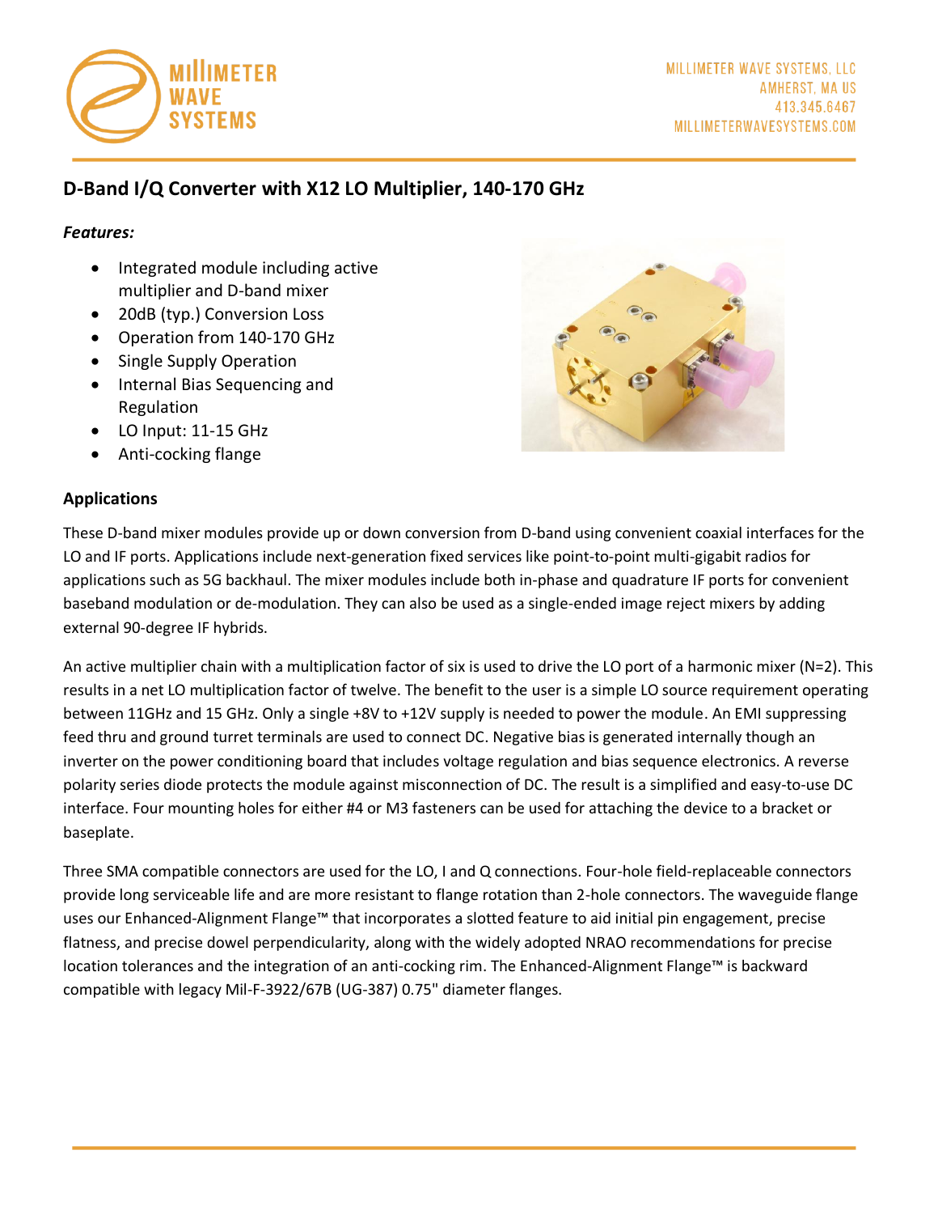MILLIMETER WAVE SYSTEMS, LLC
AMHERST, MA US
413.345.6467
MILLIMETERWAVESYSTEMS.COM

## D-Band I/Q Converter with X12 LO Multiplier, 140-170 GHz

***Features:***

- Integrated module including active multiplier and D-band mixer
- 20dB (typ.) Conversion Loss
- Operation from 140-170 GHz
- Single Supply Operation
- Internal Bias Sequencing and Regulation
- LO Input: 11-15 GHz
- Anti-cocking flange

### Applications

These D-band mixer modules provide up or down conversion from D-band using convenient coaxial interfaces for the LO and IF ports. Applications include next-generation fixed services like point-to-point multi-gigabit radios for applications such as 5G backhaul. The mixer modules include both in-phase and quadrature IF ports for convenient baseband modulation or de-modulation. They can also be used as a single-ended image reject mixers by adding external 90-degree IF hybrids.

An active multiplier chain with a multiplication factor of six is used to drive the LO port of a harmonic mixer (N=2). This results in a net LO multiplication factor of twelve. The benefit to the user is a simple LO source requirement operating between 11GHz and 15 GHz. Only a single +8V to +12V supply is needed to power the module. An EMI suppressing feed thru and ground turret terminals are used to connect DC. Negative bias is generated internally though an inverter on the power conditioning board that includes voltage regulation and bias sequence electronics. A reverse polarity series diode protects the module against misconnection of DC. The result is a simplified and easy-to-use DC interface. Four mounting holes for either #4 or M3 fasteners can be used for attaching the device to a bracket or baseplate.

Three SMA compatible connectors are used for the LO, I and Q connections. Four-hole field-replaceable connectors provide long serviceable life and are more resistant to flange rotation than 2-hole connectors. The waveguide flange uses our Enhanced-Alignment Flange™ that incorporates a slotted feature to aid initial pin engagement, precise flatness, and precise dowel perpendicularity, along with the widely adopted NRAO recommendations for precise location tolerances and the integration of an anti-cocking rim. The Enhanced-Alignment Flange™ is backward compatible with legacy Mil-F-3922/67B (UG-387) 0.75" diameter flanges.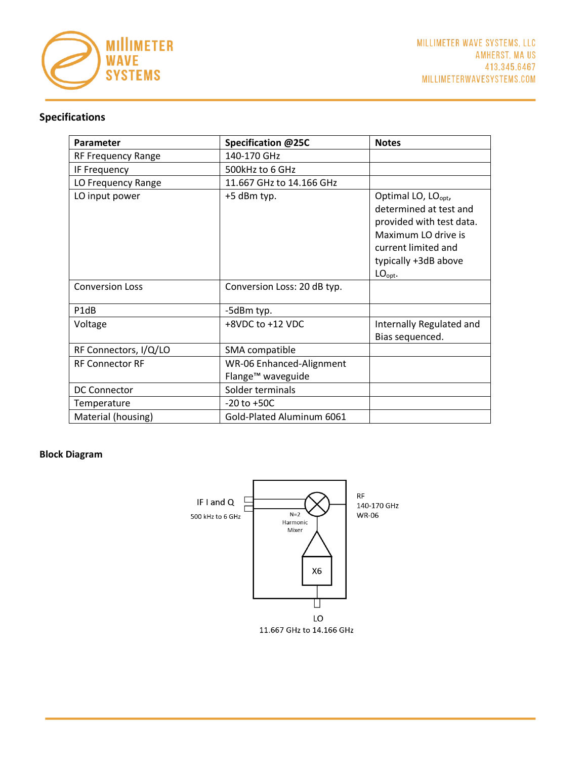## Specifications

| Parameter | Specification @25C | Notes |
|---|---|---|
| RF Frequency Range | 140-170 GHz | |
| IF Frequency | 500kHz to 6 GHz | |
| LO Frequency Range | 11.667 GHz to 14.166 GHz | |
| LO input power | +5 dBm typ. | Optimal LO, $LO_{opt}$, determined at test and provided with test data. Maximum LO drive is current limited and typically +3dB above $LO_{opt}$. |
| Conversion Loss | Conversion Loss: 20 dB typ. | |
| P1dB | -5dBm typ. | |
| Voltage | +8VDC to +12 VDC | Internally Regulated and Bias sequenced. |
| RF Connectors, I/Q/LO | SMA compatible | |
| RF Connector RF | WR-06 Enhanced-Alignment Flange™ waveguide | |
| DC Connector | Solder terminals | |
| Temperature | -20 to +50C | |
| Material (housing) | Gold-Plated Aluminum 6061 | |

## Block Diagram

IF I and Q
500 kHz to 6 GHz

N=2
Harmonic
Mixer

X6

RF
140-170 GHz
WR-06

LO
11.667 GHz to 14.166 GHz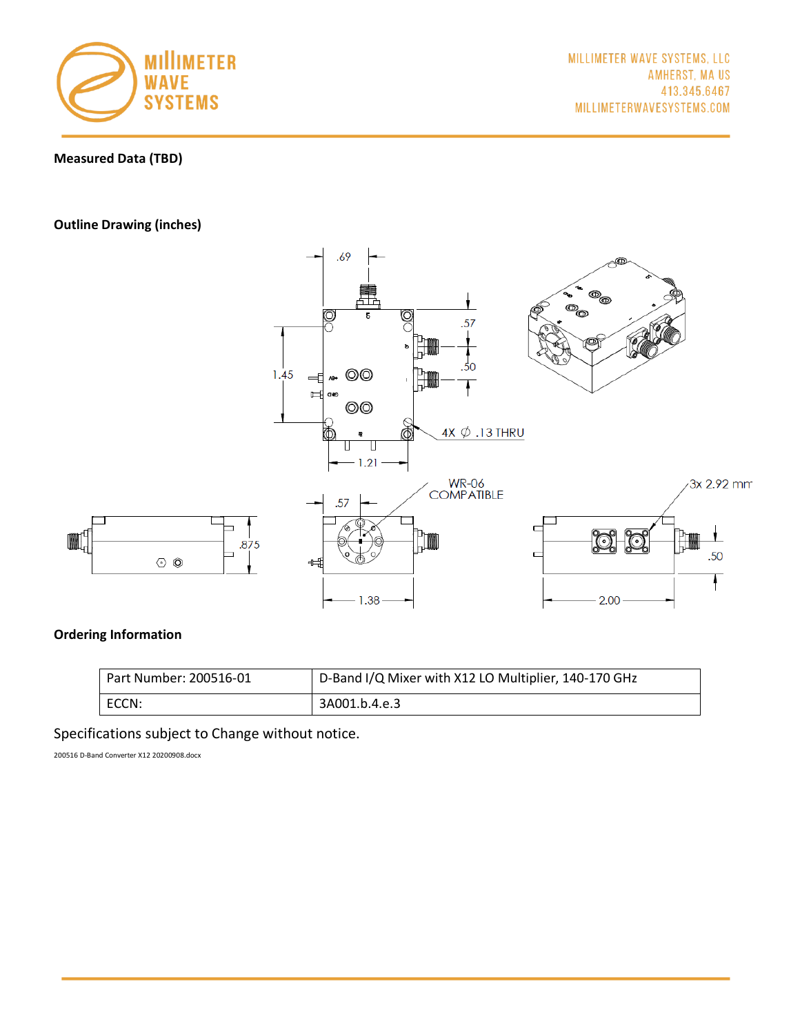**Measured Data (TBD)**

**Outline Drawing (inches)**

.69

.57

.50

1.45

4X ∅ .13 THRU

1.21

.57

WR-06
COMPATIBLE

3x 2.92 mm

.875

.50

1.38

2.00

**Ordering Information**

| | |
|---|---|
| Part Number: 200516-01 | D-Band I/Q Mixer with X12 LO Multiplier, 140-170 GHz |
| ECCN: | 3A001.b.4.e.3 |

Specifications subject to Change without notice.

200516 D-Band Converter X12 20200908.docx